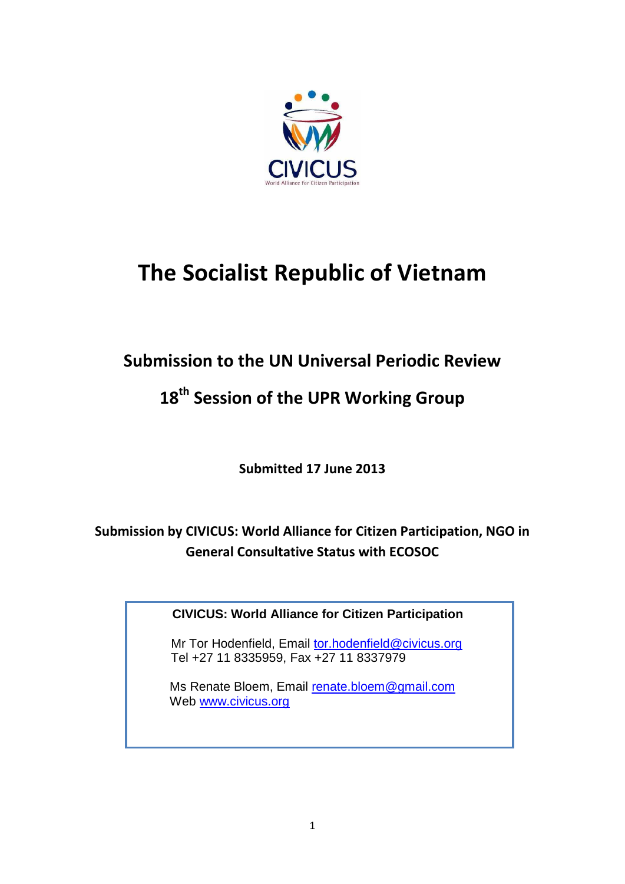CIVICUS
World Alliance for Citizen Participation

# The Socialist Republic of Vietnam

## Submission to the UN Universal Periodic Review

## 18th Session of the UPR Working Group

**Submitted 17 June 2013**

**Submission by CIVICUS: World Alliance for Citizen Participation, NGO in General Consultative Status with ECOSOC**

**CIVICUS: World Alliance for Citizen Participation**

Mr Tor Hodenfield, Email tor.hodenfield@civicus.org
Tel +27 11 8335959, Fax +27 11 8337979

Ms Renate Bloem, Email renate.bloem@gmail.com
Web www.civicus.org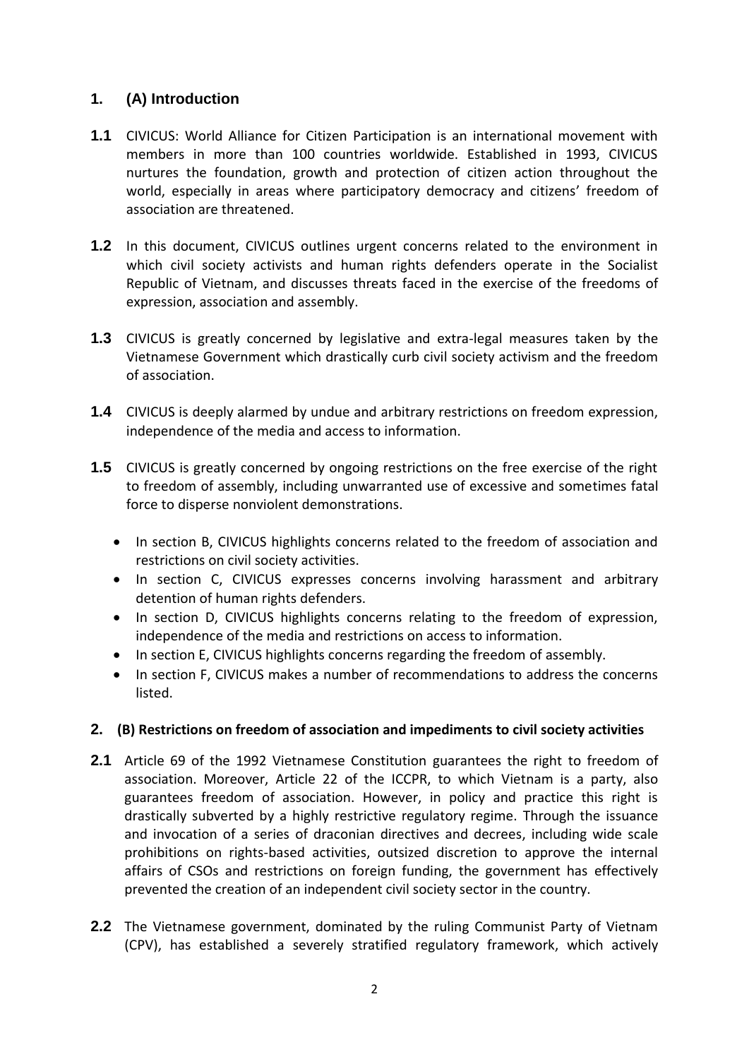## 1. (A) Introduction

**1.1** CIVICUS: World Alliance for Citizen Participation is an international movement with members in more than 100 countries worldwide. Established in 1993, CIVICUS nurtures the foundation, growth and protection of citizen action throughout the world, especially in areas where participatory democracy and citizens' freedom of association are threatened.

**1.2** In this document, CIVICUS outlines urgent concerns related to the environment in which civil society activists and human rights defenders operate in the Socialist Republic of Vietnam, and discusses threats faced in the exercise of the freedoms of expression, association and assembly.

**1.3** CIVICUS is greatly concerned by legislative and extra-legal measures taken by the Vietnamese Government which drastically curb civil society activism and the freedom of association.

**1.4** CIVICUS is deeply alarmed by undue and arbitrary restrictions on freedom expression, independence of the media and access to information.

**1.5** CIVICUS is greatly concerned by ongoing restrictions on the free exercise of the right to freedom of assembly, including unwarranted use of excessive and sometimes fatal force to disperse nonviolent demonstrations.

- In section B, CIVICUS highlights concerns related to the freedom of association and restrictions on civil society activities.
- In section C, CIVICUS expresses concerns involving harassment and arbitrary detention of human rights defenders.
- In section D, CIVICUS highlights concerns relating to the freedom of expression, independence of the media and restrictions on access to information.
- In section E, CIVICUS highlights concerns regarding the freedom of assembly.
- In section F, CIVICUS makes a number of recommendations to address the concerns listed.

## 2. (B) Restrictions on freedom of association and impediments to civil society activities

**2.1** Article 69 of the 1992 Vietnamese Constitution guarantees the right to freedom of association. Moreover, Article 22 of the ICCPR, to which Vietnam is a party, also guarantees freedom of association. However, in policy and practice this right is drastically subverted by a highly restrictive regulatory regime. Through the issuance and invocation of a series of draconian directives and decrees, including wide scale prohibitions on rights-based activities, outsized discretion to approve the internal affairs of CSOs and restrictions on foreign funding, the government has effectively prevented the creation of an independent civil society sector in the country.

**2.2** The Vietnamese government, dominated by the ruling Communist Party of Vietnam (CPV), has established a severely stratified regulatory framework, which actively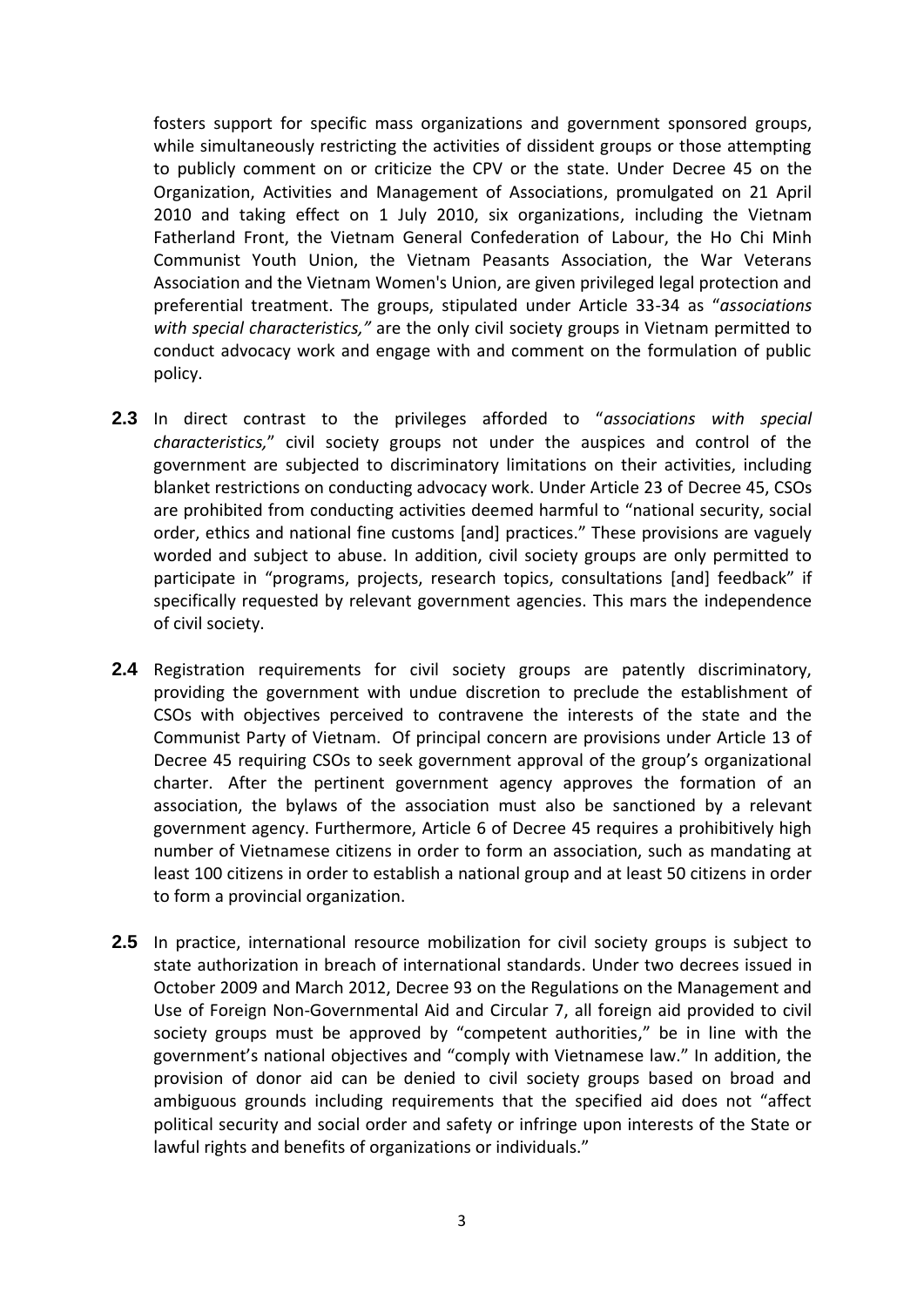fosters support for specific mass organizations and government sponsored groups, while simultaneously restricting the activities of dissident groups or those attempting to publicly comment on or criticize the CPV or the state. Under Decree 45 on the Organization, Activities and Management of Associations, promulgated on 21 April 2010 and taking effect on 1 July 2010, six organizations, including the Vietnam Fatherland Front, the Vietnam General Confederation of Labour, the Ho Chi Minh Communist Youth Union, the Vietnam Peasants Association, the War Veterans Association and the Vietnam Women's Union, are given privileged legal protection and preferential treatment. The groups, stipulated under Article 33-34 as "*associations with special characteristics,"* are the only civil society groups in Vietnam permitted to conduct advocacy work and engage with and comment on the formulation of public policy.

**2.3** In direct contrast to the privileges afforded to "*associations with special characteristics,*" civil society groups not under the auspices and control of the government are subjected to discriminatory limitations on their activities, including blanket restrictions on conducting advocacy work. Under Article 23 of Decree 45, CSOs are prohibited from conducting activities deemed harmful to "national security, social order, ethics and national fine customs [and] practices." These provisions are vaguely worded and subject to abuse. In addition, civil society groups are only permitted to participate in "programs, projects, research topics, consultations [and] feedback" if specifically requested by relevant government agencies. This mars the independence of civil society.

**2.4** Registration requirements for civil society groups are patently discriminatory, providing the government with undue discretion to preclude the establishment of CSOs with objectives perceived to contravene the interests of the state and the Communist Party of Vietnam. Of principal concern are provisions under Article 13 of Decree 45 requiring CSOs to seek government approval of the group's organizational charter. After the pertinent government agency approves the formation of an association, the bylaws of the association must also be sanctioned by a relevant government agency. Furthermore, Article 6 of Decree 45 requires a prohibitively high number of Vietnamese citizens in order to form an association, such as mandating at least 100 citizens in order to establish a national group and at least 50 citizens in order to form a provincial organization.

**2.5** In practice, international resource mobilization for civil society groups is subject to state authorization in breach of international standards. Under two decrees issued in October 2009 and March 2012, Decree 93 on the Regulations on the Management and Use of Foreign Non-Governmental Aid and Circular 7, all foreign aid provided to civil society groups must be approved by "competent authorities," be in line with the government's national objectives and "comply with Vietnamese law." In addition, the provision of donor aid can be denied to civil society groups based on broad and ambiguous grounds including requirements that the specified aid does not "affect political security and social order and safety or infringe upon interests of the State or lawful rights and benefits of organizations or individuals."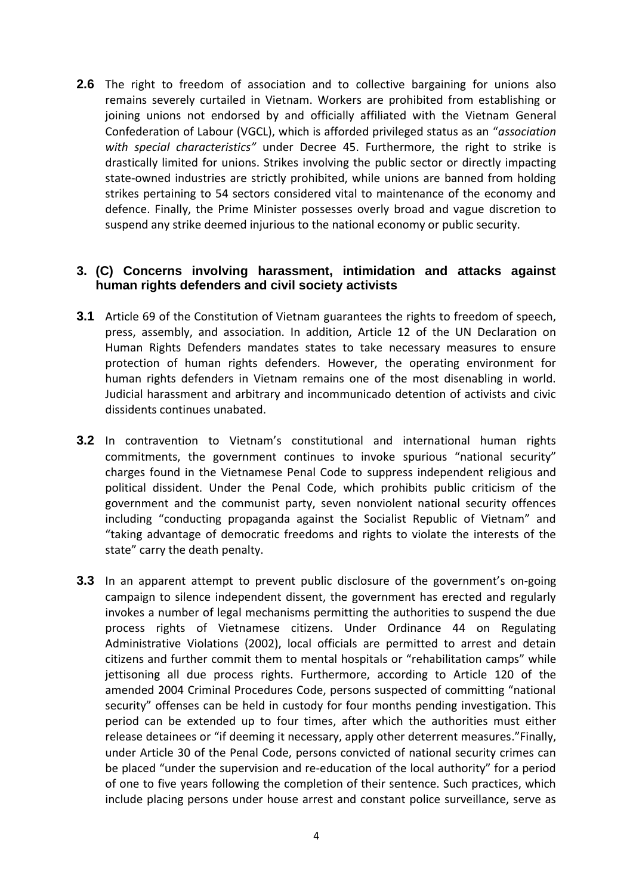**2.6** The right to freedom of association and to collective bargaining for unions also remains severely curtailed in Vietnam. Workers are prohibited from establishing or joining unions not endorsed by and officially affiliated with the Vietnam General Confederation of Labour (VGCL), which is afforded privileged status as an "*association with special characteristics"* under Decree 45. Furthermore, the right to strike is drastically limited for unions. Strikes involving the public sector or directly impacting state-owned industries are strictly prohibited, while unions are banned from holding strikes pertaining to 54 sectors considered vital to maintenance of the economy and defence. Finally, the Prime Minister possesses overly broad and vague discretion to suspend any strike deemed injurious to the national economy or public security.

## 3. (C) Concerns involving harassment, intimidation and attacks against human rights defenders and civil society activists

**3.1** Article 69 of the Constitution of Vietnam guarantees the rights to freedom of speech, press, assembly, and association. In addition, Article 12 of the UN Declaration on Human Rights Defenders mandates states to take necessary measures to ensure protection of human rights defenders. However, the operating environment for human rights defenders in Vietnam remains one of the most disenabling in world. Judicial harassment and arbitrary and incommunicado detention of activists and civic dissidents continues unabated.

**3.2** In contravention to Vietnam's constitutional and international human rights commitments, the government continues to invoke spurious "national security" charges found in the Vietnamese Penal Code to suppress independent religious and political dissident. Under the Penal Code, which prohibits public criticism of the government and the communist party, seven nonviolent national security offences including "conducting propaganda against the Socialist Republic of Vietnam" and "taking advantage of democratic freedoms and rights to violate the interests of the state" carry the death penalty.

**3.3** In an apparent attempt to prevent public disclosure of the government's on-going campaign to silence independent dissent, the government has erected and regularly invokes a number of legal mechanisms permitting the authorities to suspend the due process rights of Vietnamese citizens. Under Ordinance 44 on Regulating Administrative Violations (2002), local officials are permitted to arrest and detain citizens and further commit them to mental hospitals or "rehabilitation camps" while jettisoning all due process rights. Furthermore, according to Article 120 of the amended 2004 Criminal Procedures Code, persons suspected of committing "national security" offenses can be held in custody for four months pending investigation. This period can be extended up to four times, after which the authorities must either release detainees or "if deeming it necessary, apply other deterrent measures."Finally, under Article 30 of the Penal Code, persons convicted of national security crimes can be placed "under the supervision and re-education of the local authority" for a period of one to five years following the completion of their sentence. Such practices, which include placing persons under house arrest and constant police surveillance, serve as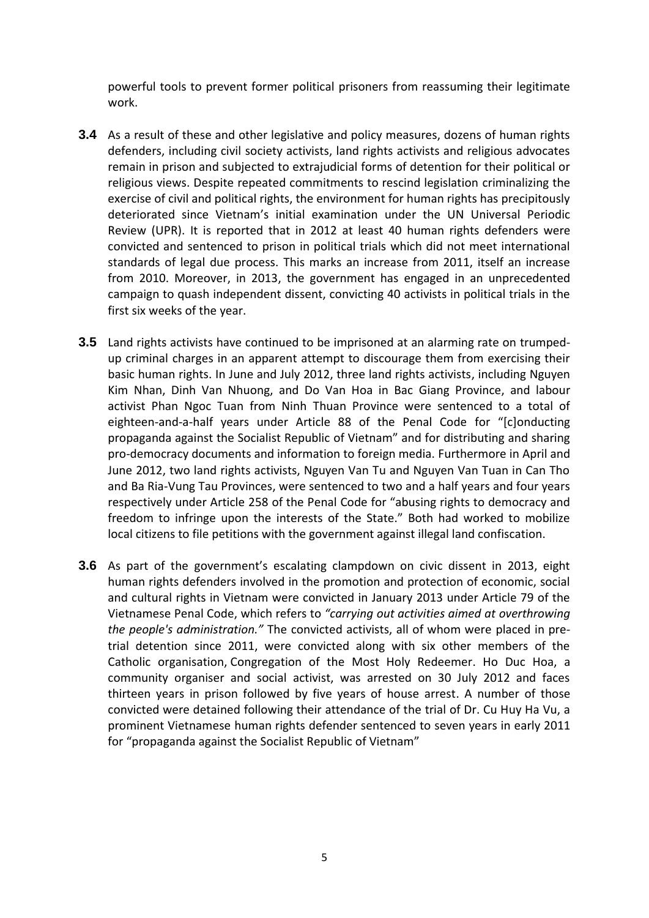powerful tools to prevent former political prisoners from reassuming their legitimate work.

**3.4** As a result of these and other legislative and policy measures, dozens of human rights defenders, including civil society activists, land rights activists and religious advocates remain in prison and subjected to extrajudicial forms of detention for their political or religious views. Despite repeated commitments to rescind legislation criminalizing the exercise of civil and political rights, the environment for human rights has precipitously deteriorated since Vietnam's initial examination under the UN Universal Periodic Review (UPR). It is reported that in 2012 at least 40 human rights defenders were convicted and sentenced to prison in political trials which did not meet international standards of legal due process. This marks an increase from 2011, itself an increase from 2010. Moreover, in 2013, the government has engaged in an unprecedented campaign to quash independent dissent, convicting 40 activists in political trials in the first six weeks of the year.

**3.5** Land rights activists have continued to be imprisoned at an alarming rate on trumped-up criminal charges in an apparent attempt to discourage them from exercising their basic human rights. In June and July 2012, three land rights activists, including Nguyen Kim Nhan, Dinh Van Nhuong, and Do Van Hoa in Bac Giang Province, and labour activist Phan Ngoc Tuan from Ninh Thuan Province were sentenced to a total of eighteen-and-a-half years under Article 88 of the Penal Code for "[c]onducting propaganda against the Socialist Republic of Vietnam" and for distributing and sharing pro-democracy documents and information to foreign media. Furthermore in April and June 2012, two land rights activists, Nguyen Van Tu and Nguyen Van Tuan in Can Tho and Ba Ria-Vung Tau Provinces, were sentenced to two and a half years and four years respectively under Article 258 of the Penal Code for "abusing rights to democracy and freedom to infringe upon the interests of the State." Both had worked to mobilize local citizens to file petitions with the government against illegal land confiscation.

**3.6** As part of the government's escalating clampdown on civic dissent in 2013, eight human rights defenders involved in the promotion and protection of economic, social and cultural rights in Vietnam were convicted in January 2013 under Article 79 of the Vietnamese Penal Code, which refers to *"carrying out activities aimed at overthrowing the people's administration."* The convicted activists, all of whom were placed in pre-trial detention since 2011, were convicted along with six other members of the Catholic organisation, Congregation of the Most Holy Redeemer. Ho Duc Hoa, a community organiser and social activist, was arrested on 30 July 2012 and faces thirteen years in prison followed by five years of house arrest. A number of those convicted were detained following their attendance of the trial of Dr. Cu Huy Ha Vu, a prominent Vietnamese human rights defender sentenced to seven years in early 2011 for "propaganda against the Socialist Republic of Vietnam"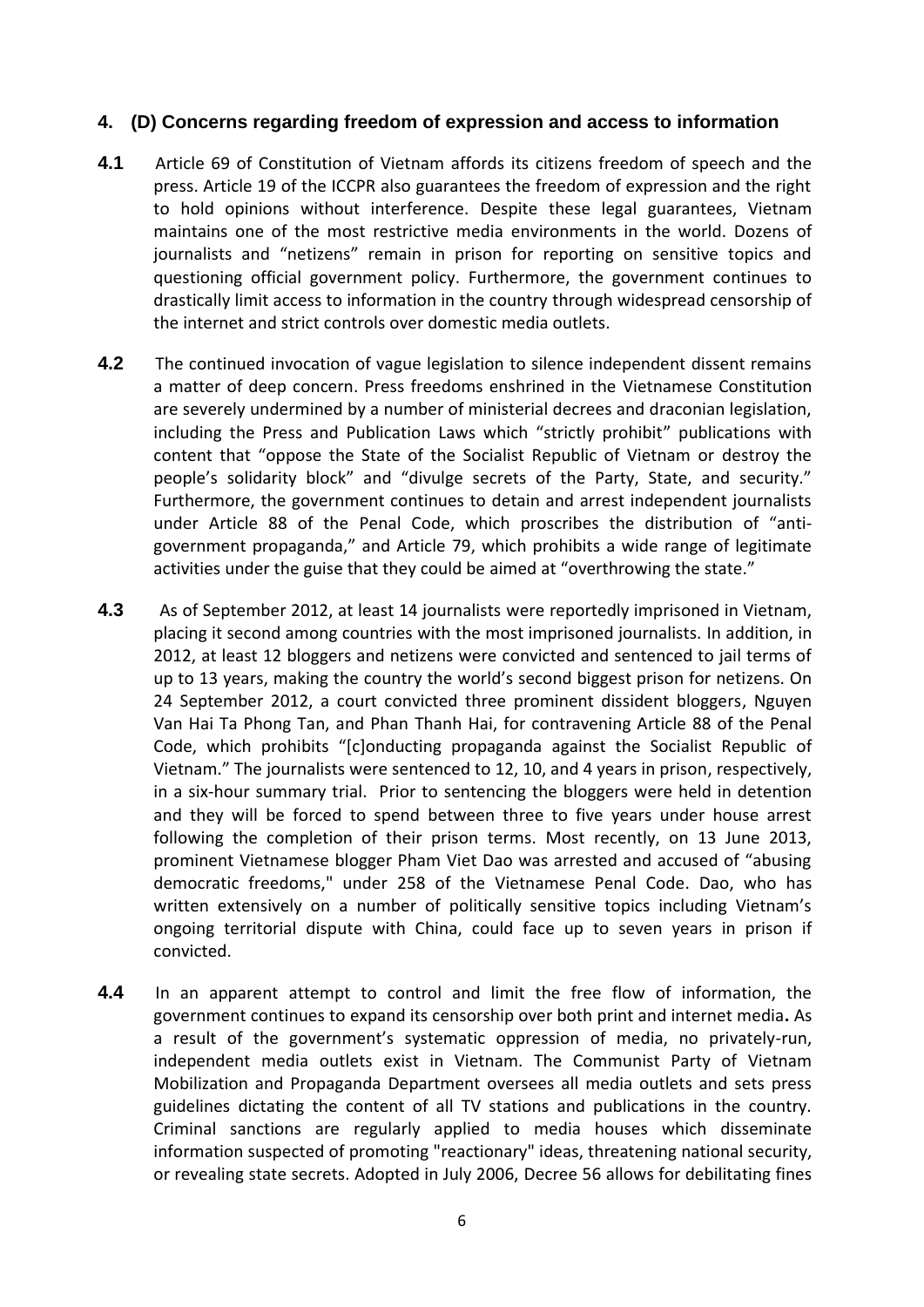## 4. (D) Concerns regarding freedom of expression and access to information

**4.1** Article 69 of Constitution of Vietnam affords its citizens freedom of speech and the press. Article 19 of the ICCPR also guarantees the freedom of expression and the right to hold opinions without interference. Despite these legal guarantees, Vietnam maintains one of the most restrictive media environments in the world. Dozens of journalists and "netizens" remain in prison for reporting on sensitive topics and questioning official government policy. Furthermore, the government continues to drastically limit access to information in the country through widespread censorship of the internet and strict controls over domestic media outlets.

**4.2** The continued invocation of vague legislation to silence independent dissent remains a matter of deep concern. Press freedoms enshrined in the Vietnamese Constitution are severely undermined by a number of ministerial decrees and draconian legislation, including the Press and Publication Laws which "strictly prohibit" publications with content that "oppose the State of the Socialist Republic of Vietnam or destroy the people's solidarity block" and "divulge secrets of the Party, State, and security." Furthermore, the government continues to detain and arrest independent journalists under Article 88 of the Penal Code, which proscribes the distribution of "anti-government propaganda," and Article 79, which prohibits a wide range of legitimate activities under the guise that they could be aimed at "overthrowing the state."

**4.3** As of September 2012, at least 14 journalists were reportedly imprisoned in Vietnam, placing it second among countries with the most imprisoned journalists. In addition, in 2012, at least 12 bloggers and netizens were convicted and sentenced to jail terms of up to 13 years, making the country the world's second biggest prison for netizens. On 24 September 2012, a court convicted three prominent dissident bloggers, Nguyen Van Hai Ta Phong Tan, and Phan Thanh Hai, for contravening Article 88 of the Penal Code, which prohibits "[c]onducting propaganda against the Socialist Republic of Vietnam." The journalists were sentenced to 12, 10, and 4 years in prison, respectively, in a six-hour summary trial. Prior to sentencing the bloggers were held in detention and they will be forced to spend between three to five years under house arrest following the completion of their prison terms. Most recently, on 13 June 2013, prominent Vietnamese blogger Pham Viet Dao was arrested and accused of "abusing democratic freedoms," under 258 of the Vietnamese Penal Code. Dao, who has written extensively on a number of politically sensitive topics including Vietnam's ongoing territorial dispute with China, could face up to seven years in prison if convicted.

**4.4** In an apparent attempt to control and limit the free flow of information, the government continues to expand its censorship over both print and internet media**.** As a result of the government's systematic oppression of media, no privately-run, independent media outlets exist in Vietnam. The Communist Party of Vietnam Mobilization and Propaganda Department oversees all media outlets and sets press guidelines dictating the content of all TV stations and publications in the country. Criminal sanctions are regularly applied to media houses which disseminate information suspected of promoting "reactionary" ideas, threatening national security, or revealing state secrets. Adopted in July 2006, Decree 56 allows for debilitating fines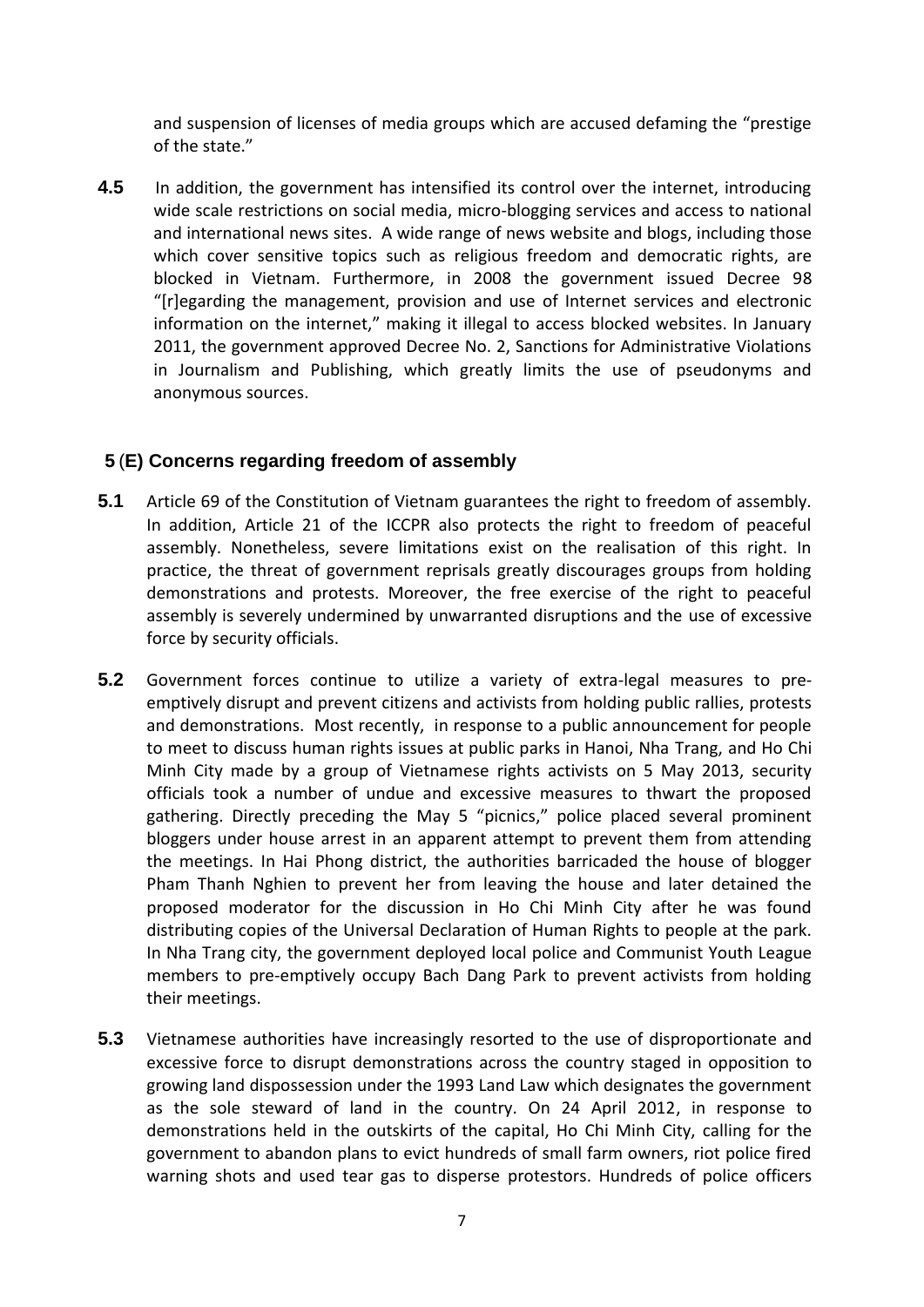and suspension of licenses of media groups which are accused defaming the "prestige of the state."

**4.5** In addition, the government has intensified its control over the internet, introducing wide scale restrictions on social media, micro-blogging services and access to national and international news sites. A wide range of news website and blogs, including those which cover sensitive topics such as religious freedom and democratic rights, are blocked in Vietnam. Furthermore, in 2008 the government issued Decree 98 "[r]egarding the management, provision and use of Internet services and electronic information on the internet," making it illegal to access blocked websites. In January 2011, the government approved Decree No. 2, Sanctions for Administrative Violations in Journalism and Publishing, which greatly limits the use of pseudonyms and anonymous sources.

## 5 (E) Concerns regarding freedom of assembly

**5.1** Article 69 of the Constitution of Vietnam guarantees the right to freedom of assembly. In addition, Article 21 of the ICCPR also protects the right to freedom of peaceful assembly. Nonetheless, severe limitations exist on the realisation of this right. In practice, the threat of government reprisals greatly discourages groups from holding demonstrations and protests. Moreover, the free exercise of the right to peaceful assembly is severely undermined by unwarranted disruptions and the use of excessive force by security officials.

**5.2** Government forces continue to utilize a variety of extra-legal measures to pre-emptively disrupt and prevent citizens and activists from holding public rallies, protests and demonstrations. Most recently, in response to a public announcement for people to meet to discuss human rights issues at public parks in Hanoi, Nha Trang, and Ho Chi Minh City made by a group of Vietnamese rights activists on 5 May 2013, security officials took a number of undue and excessive measures to thwart the proposed gathering. Directly preceding the May 5 "picnics," police placed several prominent bloggers under house arrest in an apparent attempt to prevent them from attending the meetings. In Hai Phong district, the authorities barricaded the house of blogger Pham Thanh Nghien to prevent her from leaving the house and later detained the proposed moderator for the discussion in Ho Chi Minh City after he was found distributing copies of the Universal Declaration of Human Rights to people at the park. In Nha Trang city, the government deployed local police and Communist Youth League members to pre-emptively occupy Bach Dang Park to prevent activists from holding their meetings.

**5.3** Vietnamese authorities have increasingly resorted to the use of disproportionate and excessive force to disrupt demonstrations across the country staged in opposition to growing land dispossession under the 1993 Land Law which designates the government as the sole steward of land in the country. On 24 April 2012, in response to demonstrations held in the outskirts of the capital, Ho Chi Minh City, calling for the government to abandon plans to evict hundreds of small farm owners, riot police fired warning shots and used tear gas to disperse protestors. Hundreds of police officers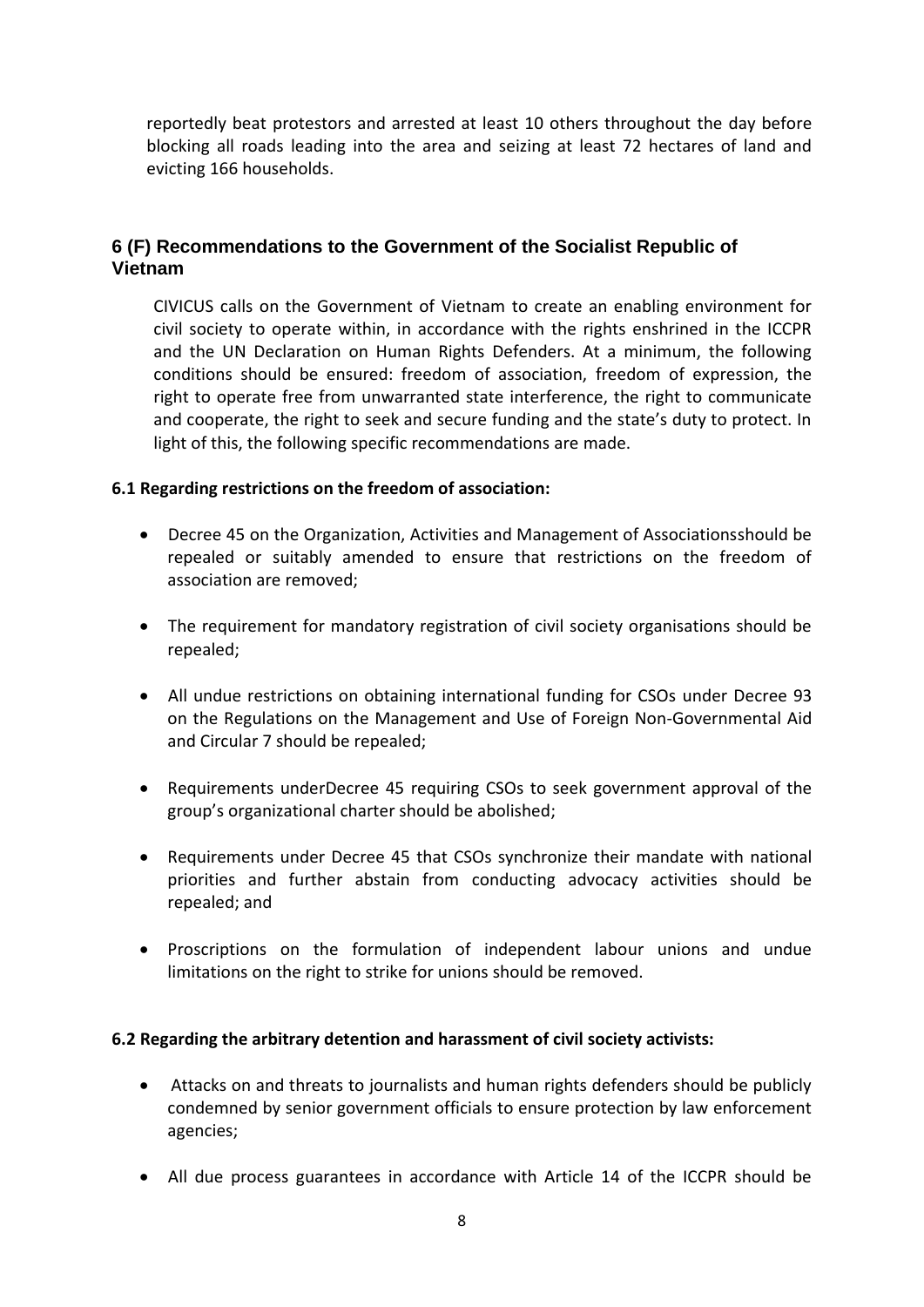reportedly beat protestors and arrested at least 10 others throughout the day before blocking all roads leading into the area and seizing at least 72 hectares of land and evicting 166 households.

## 6 (F) Recommendations to the Government of the Socialist Republic of Vietnam

CIVICUS calls on the Government of Vietnam to create an enabling environment for civil society to operate within, in accordance with the rights enshrined in the ICCPR and the UN Declaration on Human Rights Defenders. At a minimum, the following conditions should be ensured: freedom of association, freedom of expression, the right to operate free from unwarranted state interference, the right to communicate and cooperate, the right to seek and secure funding and the state's duty to protect. In light of this, the following specific recommendations are made.

**6.1 Regarding restrictions on the freedom of association:**

- Decree 45 on the Organization, Activities and Management of Associationsshould be repealed or suitably amended to ensure that restrictions on the freedom of association are removed;
- The requirement for mandatory registration of civil society organisations should be repealed;
- All undue restrictions on obtaining international funding for CSOs under Decree 93 on the Regulations on the Management and Use of Foreign Non-Governmental Aid and Circular 7 should be repealed;
- Requirements underDecree 45 requiring CSOs to seek government approval of the group's organizational charter should be abolished;
- Requirements under Decree 45 that CSOs synchronize their mandate with national priorities and further abstain from conducting advocacy activities should be repealed; and
- Proscriptions on the formulation of independent labour unions and undue limitations on the right to strike for unions should be removed.

**6.2 Regarding the arbitrary detention and harassment of civil society activists:**

- Attacks on and threats to journalists and human rights defenders should be publicly condemned by senior government officials to ensure protection by law enforcement agencies;
- All due process guarantees in accordance with Article 14 of the ICCPR should be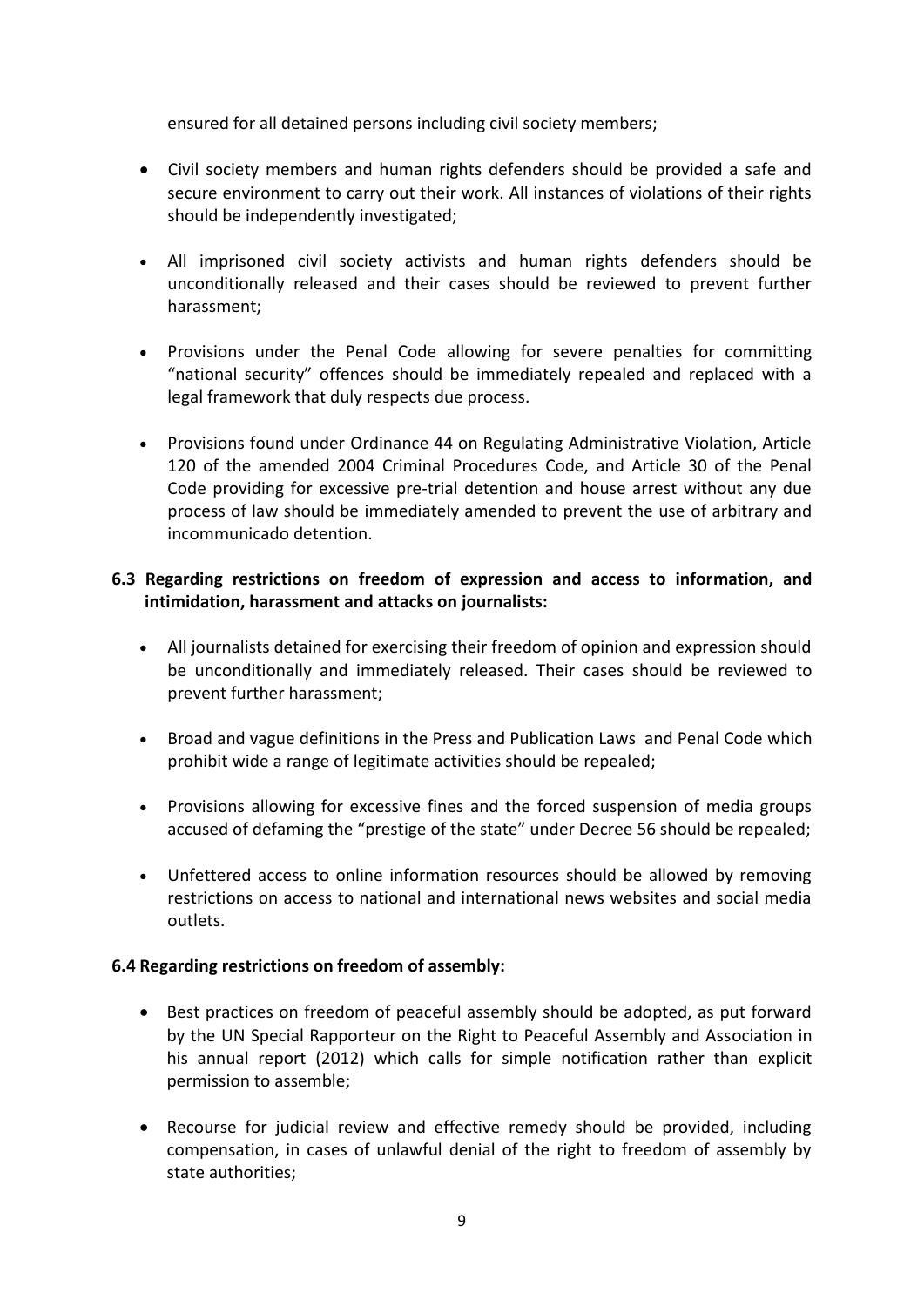ensured for all detained persons including civil society members;

- Civil society members and human rights defenders should be provided a safe and secure environment to carry out their work. All instances of violations of their rights should be independently investigated;

- All imprisoned civil society activists and human rights defenders should be unconditionally released and their cases should be reviewed to prevent further harassment;

- Provisions under the Penal Code allowing for severe penalties for committing "national security" offences should be immediately repealed and replaced with a legal framework that duly respects due process.

- Provisions found under Ordinance 44 on Regulating Administrative Violation, Article 120 of the amended 2004 Criminal Procedures Code, and Article 30 of the Penal Code providing for excessive pre-trial detention and house arrest without any due process of law should be immediately amended to prevent the use of arbitrary and incommunicado detention.

**6.3 Regarding restrictions on freedom of expression and access to information, and intimidation, harassment and attacks on journalists:**

- All journalists detained for exercising their freedom of opinion and expression should be unconditionally and immediately released. Their cases should be reviewed to prevent further harassment;

- Broad and vague definitions in the Press and Publication Laws and Penal Code which prohibit wide a range of legitimate activities should be repealed;

- Provisions allowing for excessive fines and the forced suspension of media groups accused of defaming the "prestige of the state" under Decree 56 should be repealed;

- Unfettered access to online information resources should be allowed by removing restrictions on access to national and international news websites and social media outlets.

**6.4 Regarding restrictions on freedom of assembly:**

- Best practices on freedom of peaceful assembly should be adopted, as put forward by the UN Special Rapporteur on the Right to Peaceful Assembly and Association in his annual report (2012) which calls for simple notification rather than explicit permission to assemble;

- Recourse for judicial review and effective remedy should be provided, including compensation, in cases of unlawful denial of the right to freedom of assembly by state authorities;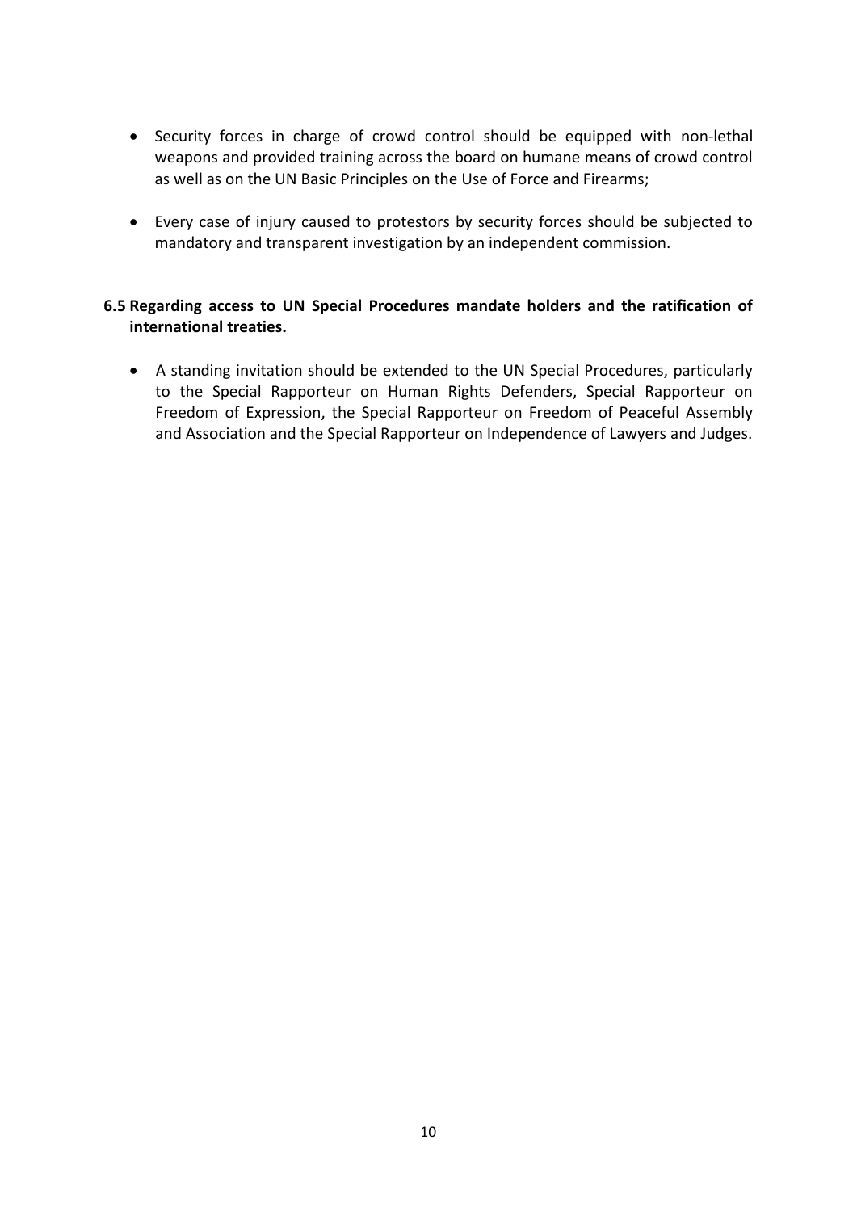- Security forces in charge of crowd control should be equipped with non-lethal weapons and provided training across the board on humane means of crowd control as well as on the UN Basic Principles on the Use of Force and Firearms;

- Every case of injury caused to protestors by security forces should be subjected to mandatory and transparent investigation by an independent commission.

### 6.5 Regarding access to UN Special Procedures mandate holders and the ratification of international treaties.

- A standing invitation should be extended to the UN Special Procedures, particularly to the Special Rapporteur on Human Rights Defenders, Special Rapporteur on Freedom of Expression, the Special Rapporteur on Freedom of Peaceful Assembly and Association and the Special Rapporteur on Independence of Lawyers and Judges.